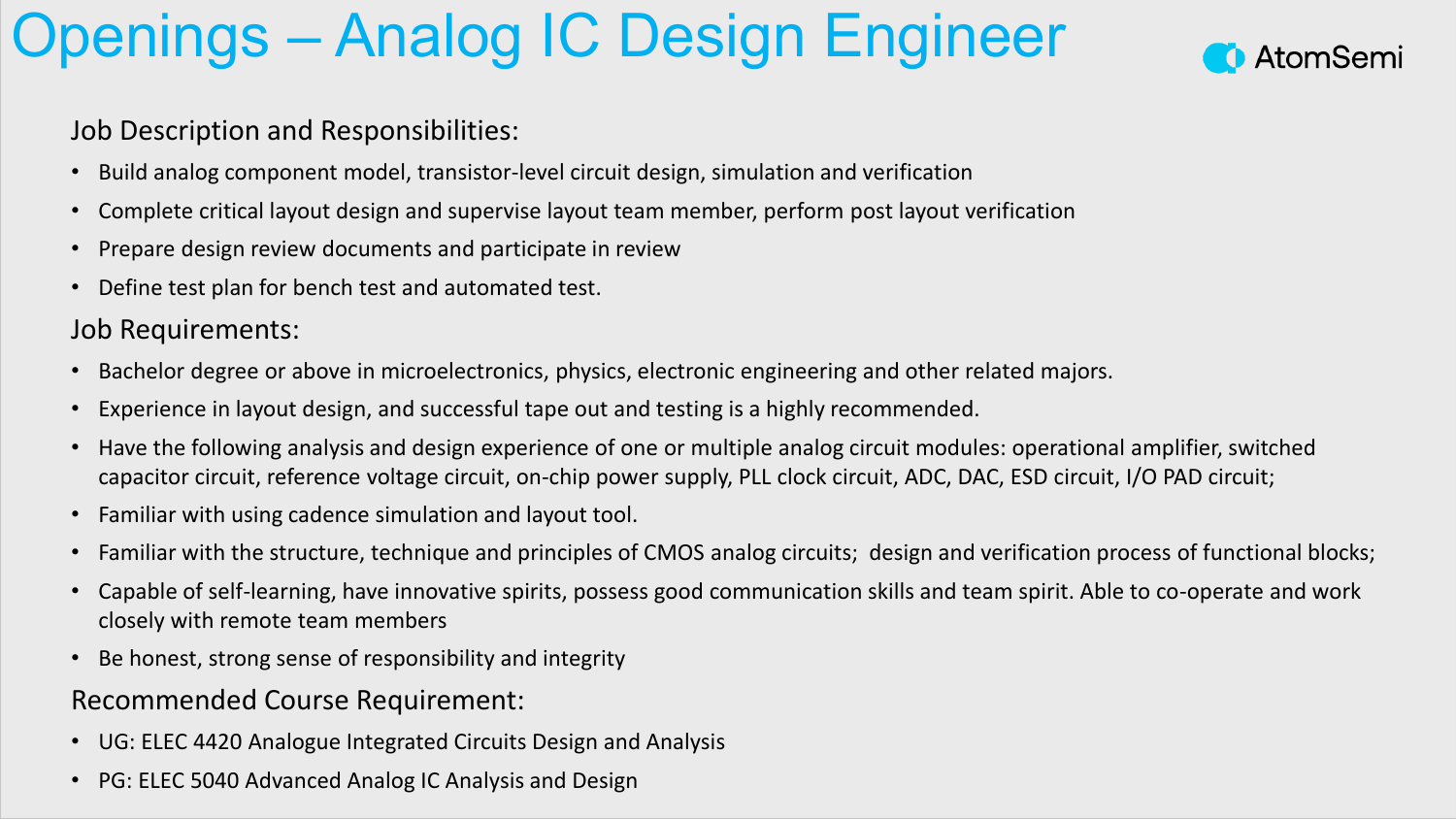# Openings – Analog IC Design Engineer

AtomSemi

## Job Description and Responsibilities:

- Build analog component model, transistor-level circuit design, simulation and verification
- Complete critical layout design and supervise layout team member, perform post layout verification
- Prepare design review documents and participate in review
- Define test plan for bench test and automated test.

## Job Requirements:

- Bachelor degree or above in microelectronics, physics, electronic engineering and other related majors.
- Experience in layout design, and successful tape out and testing is a highly recommended.
- Have the following analysis and design experience of one or multiple analog circuit modules: operational amplifier, switched capacitor circuit, reference voltage circuit, on-chip power supply, PLL clock circuit, ADC, DAC, ESD circuit, I/O PAD circuit;
- Familiar with using cadence simulation and layout tool.
- Familiar with the structure, technique and principles of CMOS analog circuits; design and verification process of functional blocks;
- Capable of self-learning, have innovative spirits, possess good communication skills and team spirit. Able to co-operate and work closely with remote team members
- Be honest, strong sense of responsibility and integrity

## Recommended Course Requirement:

- UG: ELEC 4420 Analogue Integrated Circuits Design and Analysis
- PG: ELEC 5040 Advanced Analog IC Analysis and Design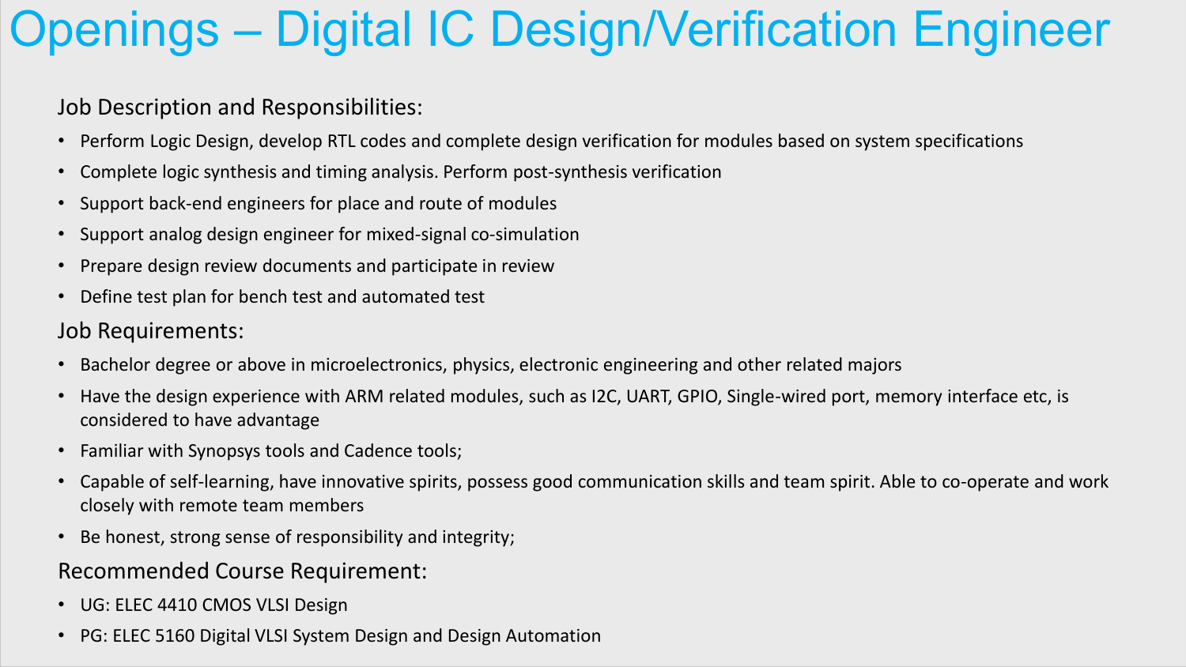# Openings – Digital IC Design/Verification Engineer

## Job Description and Responsibilities:

- Perform Logic Design, develop RTL codes and complete design verification for modules based on system specifications
- Complete logic synthesis and timing analysis. Perform post-synthesis verification
- Support back-end engineers for place and route of modules
- Support analog design engineer for mixed-signal co-simulation
- Prepare design review documents and participate in review
- Define test plan for bench test and automated test

## Job Requirements:

- Bachelor degree or above in microelectronics, physics, electronic engineering and other related majors
- Have the design experience with ARM related modules, such as I2C, UART, GPIO, Single-wired port, memory interface etc, is considered to have advantage
- Familiar with Synopsys tools and Cadence tools;
- Capable of self-learning, have innovative spirits, possess good communication skills and team spirit. Able to co-operate and work closely with remote team members
- Be honest, strong sense of responsibility and integrity;

## Recommended Course Requirement:

- UG: ELEC 4410 CMOS VLSI Design
- PG: ELEC 5160 Digital VLSI System Design and Design Automation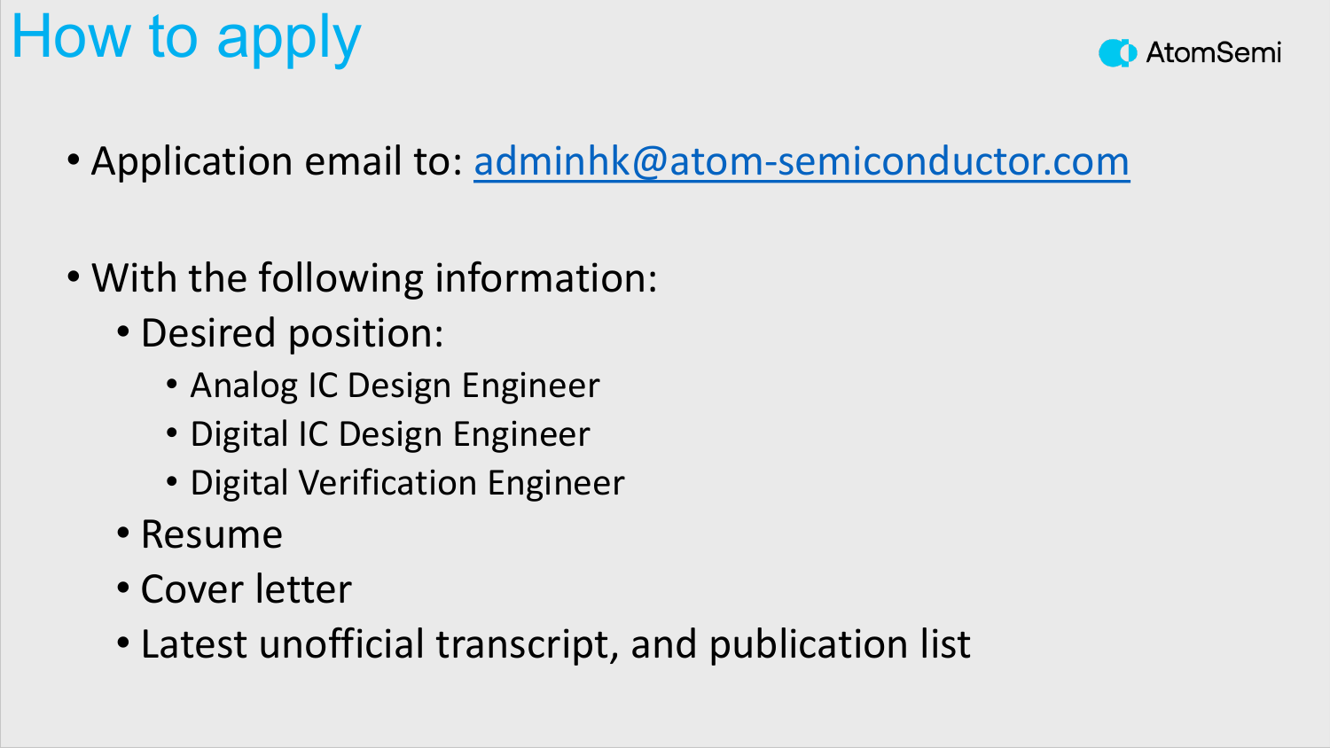# How to apply

AtomSemi

- Application email to: adminhk@atom-semiconductor.com
- With the following information:
  - Desired position:
    - Analog IC Design Engineer
    - Digital IC Design Engineer
    - Digital Verification Engineer
  - Resume
  - Cover letter
  - Latest unofficial transcript, and publication list